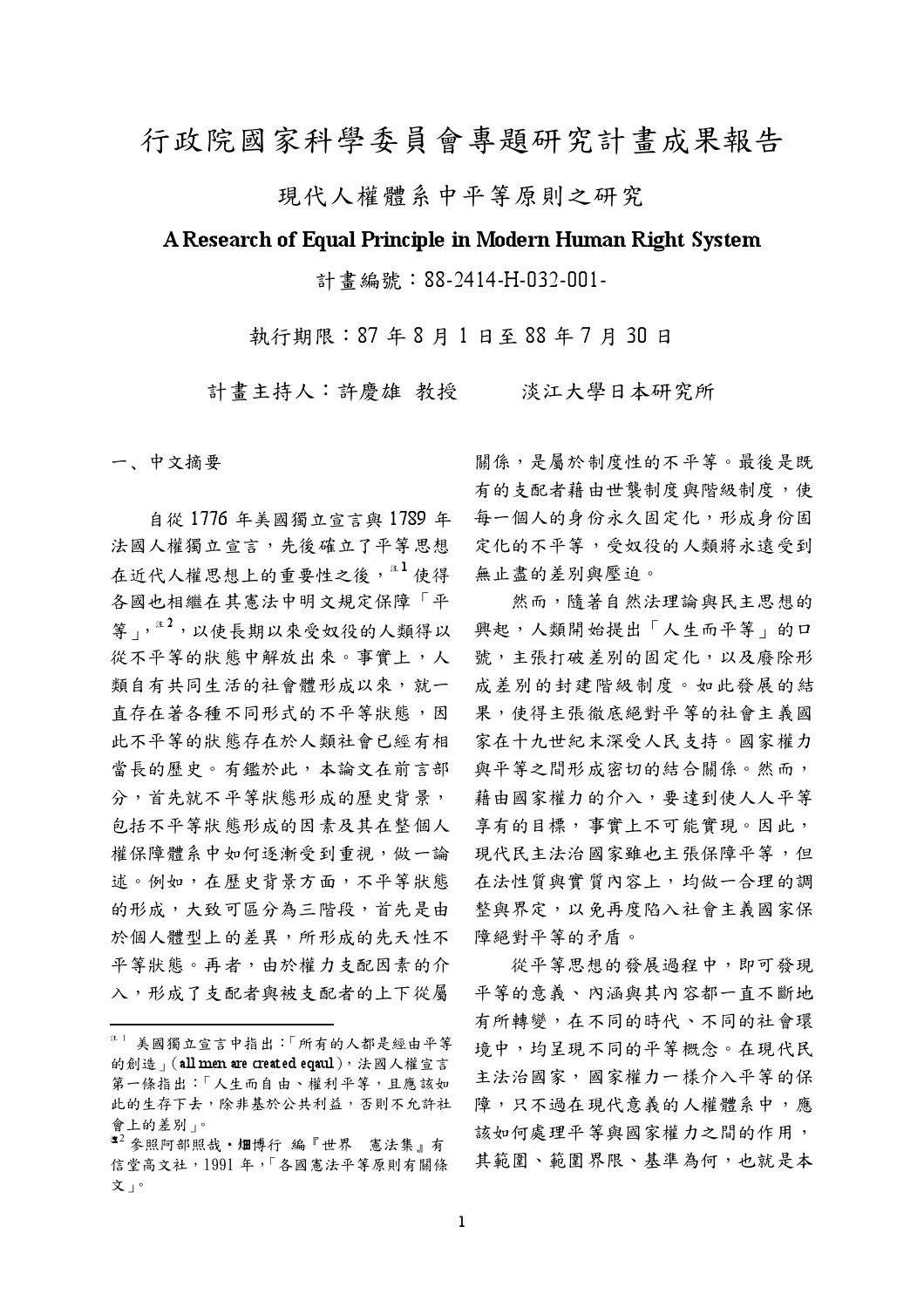# 行政院國家科學委員會專題研究計畫成果報告

## 現代人權體系中平等原則之研究

## A Research of Equal Principle in Modern Human Right System

計畫編號：88-2414-H-032-001-

執行期限：87 年 8 月 1 日至 88 年 7 月 30 日

計畫主持人：許慶雄 教授　　淡江大學日本研究所

### 一、中文摘要

自從 1776 年美國獨立宣言與 1789 年法國人權獨立宣言，先後確立了平等思想在近代人權思想上的重要性之後，[1] 使得各國也相繼在其憲法中明文規定保障「平等」，[2]，以使長期以來受奴役的人類得以從不平等的狀態中解放出來。事實上，人類自有共同生活的社會體形成以來，就一直存在著各種不同形式的不平等狀態，因此不平等的狀態存在於人類社會已經有相當長的歷史。有鑑於此，本論文在前言部分，首先就不平等狀態形成的歷史背景，包括不平等狀態形成的因素及其在整個人權保障體系中如何逐漸受到重視，做一論述。例如，在歷史背景方面，不平等狀態的形成，大致可區分為三階段，首先是由於個人體型上的差異，所形成的先天性不平等狀態。再者，由於權力支配因素的介入，形成了支配者與被支配者的上下從屬關係，是屬於制度性的不平等。最後是既有的支配者藉由世襲制度與階級制度，使每一個人的身份永久固定化，形成身份固定化的不平等，受奴役的人類將永遠受到無止盡的差別與壓迫。

然而，隨著自然法理論與民主思想的興起，人類開始提出「人生而平等」的口號，主張打破差別的固定化，以及廢除形成差別的封建階級制度。如此發展的結果，使得主張徹底絕對平等的社會主義國家在十九世紀末深受人民支持。國家權力與平等之間形成密切的結合關係。然而，藉由國家權力的介入，要達到使人人平等享有的目標，事實上不可能實現。因此，現代民主法治國家雖也主張保障平等，但在法性質與實質內容上，均做一合理的調整與界定，以免再度陷入社會主義國家保障絕對平等的矛盾。

從平等思想的發展過程中，即可發現平等的意義、內涵與其內容都一直不斷地有所轉變，在不同的時代、不同的社會環境中，均呈現不同的平等概念。在現代民主法治國家，國家權力一樣介入平等的保障，只不過在現代意義的人權體系中，應該如何處理平等與國家權力之間的作用，其範圍、範圍界限、基準為何，也就是本

---

[1] 美國獨立宣言中指出：「所有的人都是經由平等的創造」（all men are created eqaul），法國人權宣言第一條指出：「人生而自由、權利平等，且應該如此的生存下去，除非基於公共利益，否則不允許社會上的差別」。

[2] 參照阿部照哉・畑博行 編『世界　憲法集』有信堂高文社，1991 年，「各國憲法平等原則有關條文」。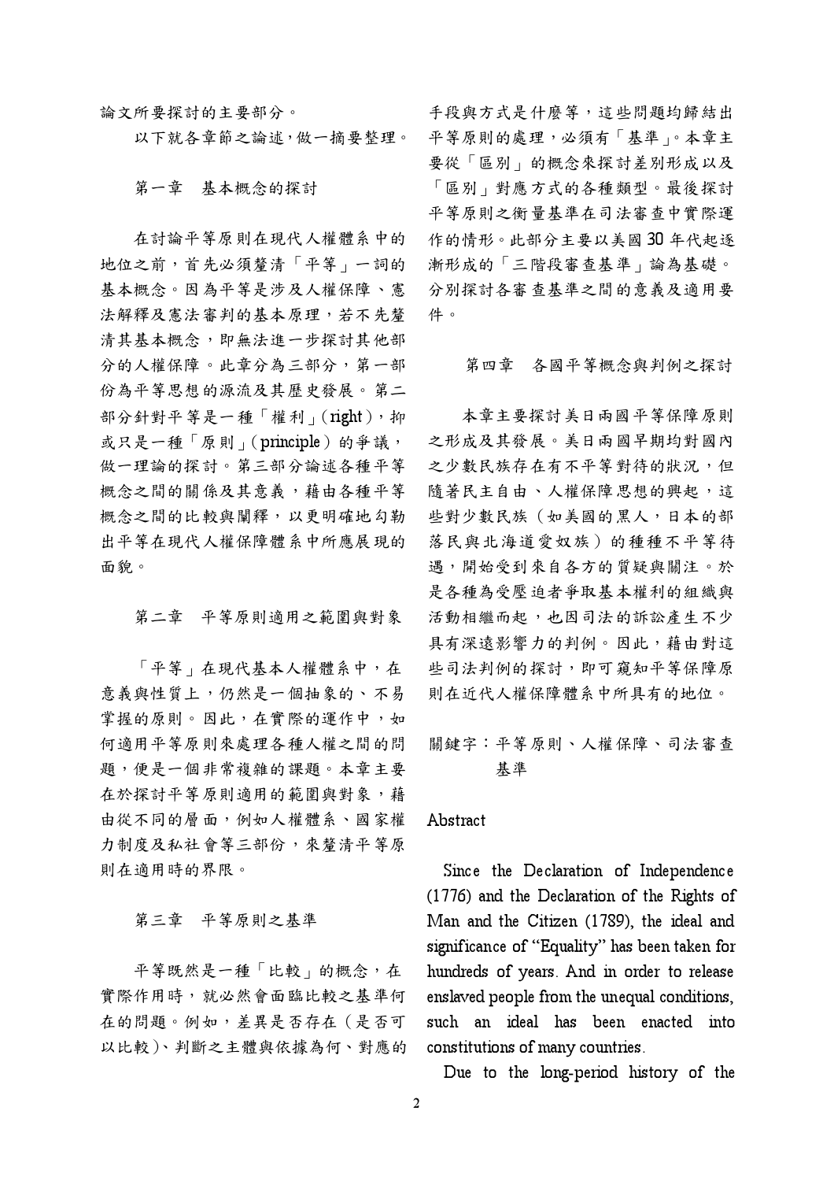論文所要探討的主要部分。

以下就各章節之論述，做一摘要整理。

## 第一章　基本概念的探討

在討論平等原則在現代人權體系中的地位之前，首先必須釐清「平等」一詞的基本概念。因為平等是涉及人權保障、憲法解釋及憲法審判的基本原理，若不先釐清其基本概念，即無法進一步探討其他部分的人權保障。此章分為三部分，第一部份為平等思想的源流及其歷史發展。第二部分針對平等是一種「權利」(right)，抑或只是一種「原則」(principle) 的爭議，做一理論的探討。第三部分論述各種平等概念之間的關係及其意義，藉由各種平等概念之間的比較與闡釋，以更明確地勾勒出平等在現代人權保障體系中所應展現的面貌。

## 第二章　平等原則適用之範圍與對象

「平等」在現代基本人權體系中，在意義與性質上，仍然是一個抽象的、不易掌握的原則。因此，在實際的運作中，如何適用平等原則來處理各種人權之間的問題，便是一個非常複雜的課題。本章主要在於探討平等原則適用的範圍與對象，藉由從不同的層面，例如人權體系、國家權力制度及私社會等三部份，來釐清平等原則在適用時的界限。

## 第三章　平等原則之基準

平等既然是一種「比較」的概念，在實際作用時，就必然會面臨比較之基準何在的問題。例如，差異是否存在（是否可以比較）、判斷之主體與依據為何、對應的手段與方式是什麼等，這些問題均歸結出平等原則的處理，必須有「基準」。本章主要從「區別」的概念來探討差別形成以及「區別」對應方式的各種類型。最後探討平等原則之衡量基準在司法審查中實際運作的情形。此部分主要以美國 30 年代起逐漸形成的「三階段審查基準」論為基礎。分別探討各審查基準之間的意義及適用要件。

## 第四章　各國平等概念與判例之探討

本章主要探討美日兩國平等保障原則之形成及其發展。美日兩國早期均對國內之少數民族存在有不平等對待的狀況，但隨著民主自由、人權保障思想的興起，這些對少數民族（如美國的黑人，日本的部落民與北海道愛奴族）的種種不平等待遇，開始受到來自各方的質疑與關注。於是各種為受壓迫者爭取基本權利的組織與活動相繼而起，也因司法的訴訟產生不少具有深遠影響力的判例。因此，藉由對這些司法判例的探討，即可窺知平等保障原則在近代人權保障體系中所具有的地位。

關鍵字：平等原則、人權保障、司法審查基準

## Abstract

Since the Declaration of Independence (1776) and the Declaration of the Rights of Man and the Citizen (1789), the ideal and significance of “Equality” has been taken for hundreds of years. And in order to release enslaved people from the unequal conditions, such an ideal has been enacted into constitutions of many countries.

Due to the long-period history of the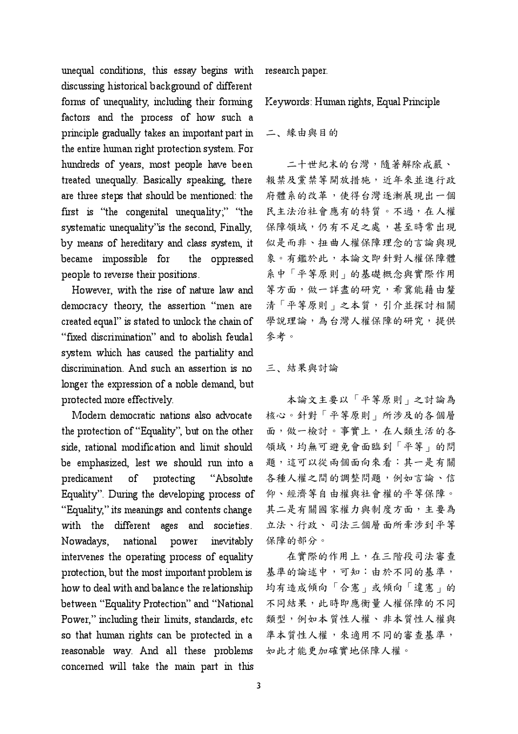unequal conditions, this essay begins with discussing historical background of different forms of unequality, including their forming factors and the process of how such a principle gradually takes an important part in the entire human right protection system. For hundreds of years, most people have been treated unequally. Basically speaking, there are three steps that should be mentioned: the first is "the congenital unequality;" "the systematic unequality"is the second, Finally, by means of hereditary and class system, it became impossible for the oppressed people to reverse their positions.

However, with the rise of nature law and democracy theory, the assertion "men are created equal" is stated to unlock the chain of "fixed discrimination" and to abolish feudal system which has caused the partiality and discrimination. And such an assertion is no longer the expression of a noble demand, but protected more effectively.

Modern democratic nations also advocate the protection of "Equality", but on the other side, rational modification and limit should be emphasized, lest we should run into a predicament of protecting "Absolute Equality". During the developing process of "Equality," its meanings and contents change with the different ages and societies. Nowadays, national power inevitably intervenes the operating process of equality protection, but the most important problem is how to deal with and balance the relationship between "Equality Protection" and "National Power," including their limits, standards, etc so that human rights can be protected in a reasonable way. And all these problems concerned will take the main part in this research paper.

Keywords: Human rights, Equal Principle

## 二、緣由與目的

二十世紀末的台灣，隨著解除戒嚴、報禁及黨禁等開放措施，近年來並進行政府體系的改革，使得台灣逐漸展現出一個民主法治社會應有的特質。不過，在人權保障領域，仍有不足之處，甚至時常出現似是而非、扭曲人權保障理念的言論與現象。有鑑於此，本論文即針對人權保障體系中「平等原則」的基礎概念與實際作用等方面，做一詳盡的研究，希冀能藉由釐清「平等原則」之本質，引介並探討相關學說理論，為台灣人權保障的研究，提供參考。

## 三、結果與討論

本論文主要以「平等原則」之討論為核心。針對「平等原則」所涉及的各個層面，做一檢討。事實上，在人類生活的各領域，均無可避免會面臨到「平等」的問題，這可以從兩個面向來看：其一是有關各種人權之間的調整問題，例如言論、信仰、經濟等自由權與社會權的平等保障。其二是有關國家權力與制度方面，主要為立法、行政、司法三個層面所牽涉到平等保障的部分。

在實際的作用上，在三階段司法審查基準的論述中，可知：由於不同的基準，均有造成傾向「合憲」或傾向「違憲」的不同結果，此時即應衡量人權保障的不同類型，例如本質性人權、非本質性人權與準本質性人權，來適用不同的審查基準，如此才能更加確實地保障人權。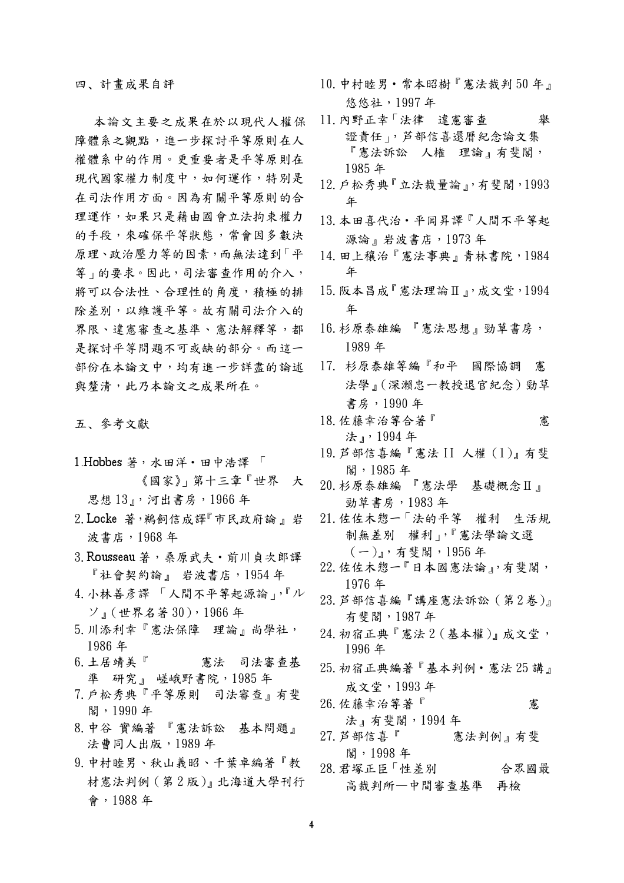四、計畫成果自評

本論文主要之成果在於以現代人權保障體系之觀點，進一步探討平等原則在人權體系中的作用。更重要者是平等原則在現代國家權力制度中，如何運作，特別是在司法作用方面。因為有關平等原則的合理運作，如果只是藉由國會立法拘束權力的手段，來確保平等狀態，常會因多數決原理、政治壓力等的因素，而無法達到「平等」的要求。因此，司法審查作用的介入，將可以合法性、合理性的角度，積極的排除差別，以維護平等。故有關司法介入的界限、違憲審查之基準、憲法解釋等，都是探討平等問題不可或缺的部分。而這一部份在本論文中，均有進一步詳盡的論述與釐清，此乃本論文之成果所在。

五、參考文獻

1. Hobbes 著，水田洋・田中浩譯 「　　《國家》」第十三章『世界　大思想 13』，河出書房，1966 年
2. Locke 著，鵜飼信成譯『市民政府論』岩波書店，1968 年
3. Rousseau 著，桑原武夫・前川貞次郎譯『社會契約論』 岩波書店，1954 年
4. 小林善彥譯 「人間不平等起源論」，『ルソ』(世界名著 30)，1966 年
5. 川添利幸『憲法保障　理論』尚學社，1986 年
6. 土居靖美『　　　憲法　司法審查基準　研究』 嵯峨野書院，1985 年
7. 戶松秀典『平等原則　司法審查』有斐閣，1990 年
8. 中谷 實編著 『憲法訴訟　基本問題』法曹同人出版，1989 年
9. 中村睦男、秋山義昭、千葉卓編著『教材憲法判例(第 2 版)』北海道大學刊行會，1988 年
10. 中村睦男・常本昭樹『憲法裁判 50 年』悠悠社，1997 年
11. 內野正幸「法律　違憲審查　　　舉證責任」，芦部信喜還曆紀念論文集『憲法訴訟　人權　理論』有斐閣，1985 年
12. 戶松秀典『立法裁量論』，有斐閣，1993 年
13. 本田喜代治・平岡昇譯『人間不平等起源論』岩波書店，1973 年
14. 田上穰治『憲法事典』青林書院，1984 年
15. 阪本昌成『憲法理論Ⅱ』，成文堂，1994 年
16. 杉原泰雄編 『憲法思想』勁草書房，1989 年
17. 杉原泰雄等編『和平　國際協調　憲法學』(深瀨忠一教授退官紀念)勁草書房，1990 年
18. 佐藤幸治等合著『　　　　憲法』，1994 年
19. 芦部信喜編『憲法 II 人權 (1)』有斐閣，1985 年
20. 杉原泰雄編 『憲法學　基礎概念Ⅱ』勁草書房，1983 年
21. 佐佐木惣一「法的平等　權利　生活規制無差別　權利」，『憲法學論文選(一)』，有斐閣，1956 年
22. 佐佐木惣一『日本國憲法論』，有斐閣，1976 年
23. 芦部信喜編『講座憲法訴訟(第 2 卷)』有斐閣，1987 年
24. 初宿正典『憲法 2(基本權)』成文堂，1996 年
25. 初宿正典編著『基本判例・憲法 25 講』成文堂，1993 年
26. 佐藤幸治等著『　　　　憲法』有斐閣，1994 年
27. 芦部信喜『　　　憲法判例』有斐閣，1998 年
28. 君塚正臣「性差別　　　　合眾國最高裁判所—中間審查基準　再檢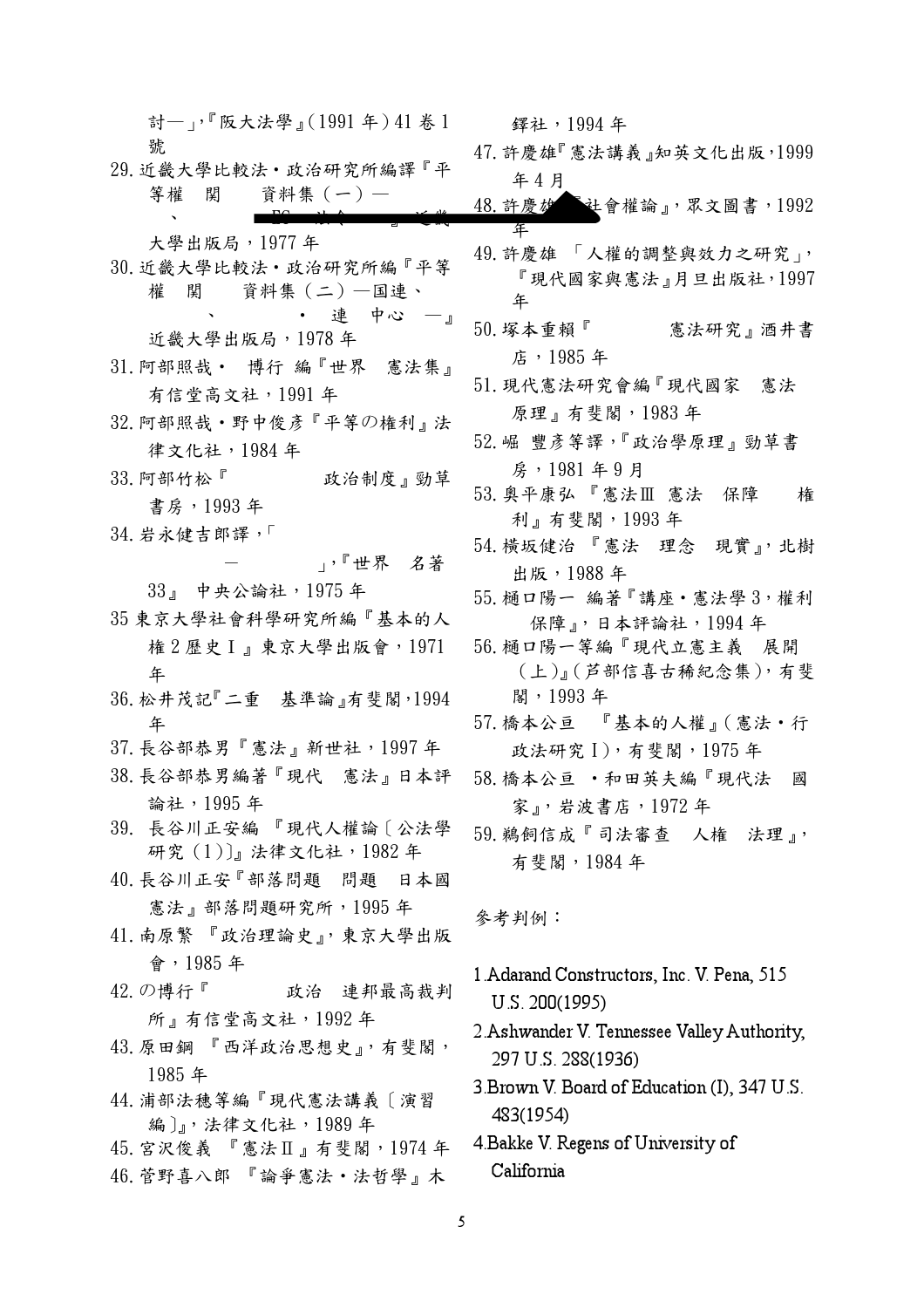討—」,『阪大法學』(1991 年)41 卷 1 號

29. 近畿大學比較法・政治研究所編譯『平等權 関 資料集(一)— 、 EC 法令 』近畿大學出版局,1977 年
30. 近畿大學比較法・政治研究所編『平等權 関 資料集(二)—国連、 、 ・ 連 中心 —』近畿大學出版局,1978 年
31. 阿部照哉・ 博行 編『世界 憲法集』有信堂高文社,1991 年
32. 阿部照哉・野中俊彥『平等の権利』法律文化社,1984 年
33. 阿部竹松『 政治制度』勁草書房,1993 年
34. 岩永健吉郎譯,「 — 」,『世界 名著 33』 中央公論社,1975 年
35 東京大學社會科學研究所編『基本的人権 2 歴史Ⅰ』東京大學出版會,1971 年
36. 松井茂記『二重 基準論』有斐閣,1994 年
37. 長谷部恭男『憲法』新世社,1997 年
38. 長谷部恭男編著『現代 憲法』日本評論社,1995 年
39. 長谷川正安編 『現代人權論〔公法學研究(1)〕』法律文化社,1982 年
40. 長谷川正安『部落問題 問題 日本國憲法』部落問題研究所,1995 年
41. 南原繁 『政治理論史』,東京大學出版會,1985 年
42. の博行『 政治 連邦最高裁判所』有信堂高文社,1992 年
43. 原田鋼 『西洋政治思想史』,有斐閣,1985 年
44. 浦部法穗等編『現代憲法講義〔演習編〕』,法律文化社,1989 年
45. 宮沢俊義 『憲法Ⅱ』有斐閣,1974 年
46. 菅野喜八郎 『論爭憲法・法哲學』木鐸社,1994 年
47. 許慶雄『憲法講義』知英文化出版,1999 年 4 月
48. 許慶雄『社會權論』,眾文圖書,1992 年
49. 許慶雄 「人權的調整與效力之研究」,『現代國家與憲法』月旦出版社,1997 年
50. 塚本重賴『 憲法研究』酒井書店,1985 年
51. 現代憲法研究會編『現代國家 憲法原理』有斐閣,1983 年
52. 崛 豐彥等譯,『政治學原理』勁草書房,1981 年 9 月
53. 奥平康弘 『憲法Ⅲ 憲法 保障 権利』有斐閣,1993 年
54. 橫坂健治 『憲法 理念 現實』,北樹出版,1988 年
55. 樋口陽一 編著『講座・憲法學 3,權利保障』,日本評論社,1994 年
56. 樋口陽一等編『現代立憲主義 展開(上)』(芦部信喜古稀紀念集),有斐閣,1993 年
57. 橋本公亘 『基本的人權』(憲法・行政法研究Ⅰ),有斐閣,1975 年
58. 橋本公亘 ・和田英夫編『現代法 國家』,岩波書店,1972 年
59. 鵜飼信成『司法審查 人權 法理』,有斐閣,1984 年

參考判例:

1. Adarand Constructors, Inc. V. Pena, 515 U.S. 200(1995)
2. Ashwander V. Tennessee Valley Authority, 297 U.S. 288(1936)
3. Brown V. Board of Education (I), 347 U.S. 483(1954)
4. Bakke V. Regens of University of California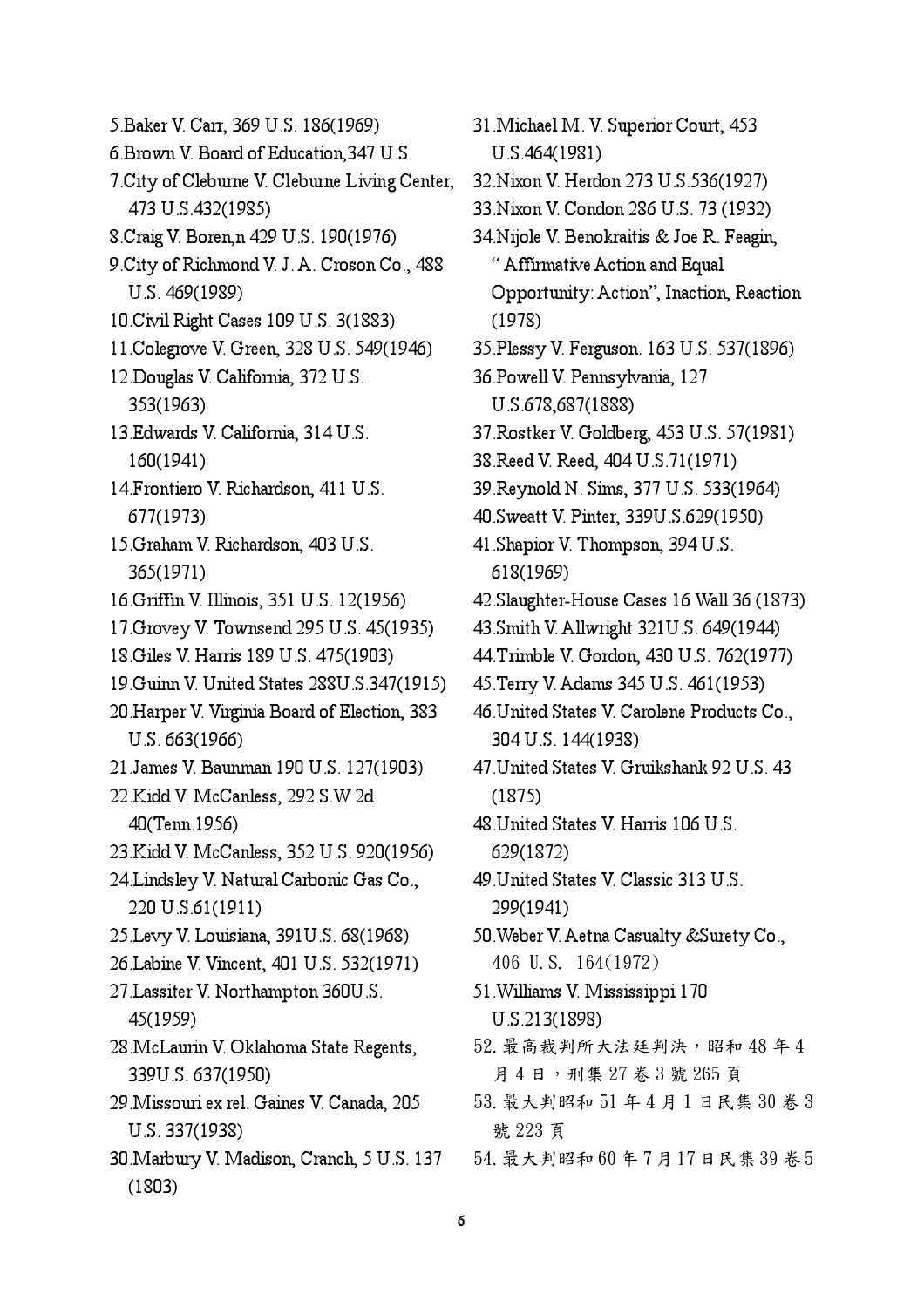5.Baker V. Carr, 369 U.S. 186(1969)
6.Brown V. Board of Education,347 U.S.
7.City of Cleburne V. Cleburne Living Center, 473 U.S.432(1985)
8.Craig V. Boren,n 429 U.S. 190(1976)
9.City of Richmond V. J. A. Croson Co., 488 U.S. 469(1989)
10.Civil Right Cases 109 U.S. 3(1883)
11.Colegrove V. Green, 328 U.S. 549(1946)
12.Douglas V. California, 372 U.S. 353(1963)
13.Edwards V. California, 314 U.S. 160(1941)
14.Frontiero V. Richardson, 411 U.S. 677(1973)
15.Graham V. Richardson, 403 U.S. 365(1971)
16.Griffin V. Illinois, 351 U.S. 12(1956)
17.Grovey V. Townsend 295 U.S. 45(1935)
18.Giles V. Harris 189 U.S. 475(1903)
19.Guinn V. United States 288U.S.347(1915)
20.Harper V. Virginia Board of Election, 383 U.S. 663(1966)
21.James V. Baunman 190 U.S. 127(1903)
22.Kidd V. McCanless, 292 S.W 2d 40(Tenn.1956)
23.Kidd V. McCanless, 352 U.S. 920(1956)
24.Lindsley V. Natural Carbonic Gas Co., 220 U.S.61(1911)
25.Levy V. Louisiana, 391U.S. 68(1968)
26.Labine V. Vincent, 401 U.S. 532(1971)
27.Lassiter V. Northampton 360U.S. 45(1959)
28.McLaurin V. Oklahoma State Regents, 339U.S. 637(1950)
29.Missouri ex rel. Gaines V. Canada, 205 U.S. 337(1938)
30.Marbury V. Madison, Cranch, 5 U.S. 137 (1803)
31.Michael M. V. Superior Court, 453 U.S.464(1981)
32.Nixon V. Herdon 273 U.S.536(1927)
33.Nixon V. Condon 286 U.S. 73 (1932)
34.Nijole V. Benokraitis & Joe R. Feagin, " Affirmative Action and Equal Opportunity: Action", Inaction, Reaction (1978)
35.Plessy V. Ferguson. 163 U.S. 537(1896)
36.Powell V. Pennsylvania, 127 U.S.678,687(1888)
37.Rostker V. Goldberg, 453 U.S. 57(1981)
38.Reed V. Reed, 404 U.S.71(1971)
39.Reynold N. Sims, 377 U.S. 533(1964)
40.Sweatt V. Pinter, 339U.S.629(1950)
41.Shapior V. Thompson, 394 U.S. 618(1969)
42.Slaughter-House Cases 16 Wall 36 (1873)
43.Smith V. Allwright 321U.S. 649(1944)
44.Trimble V. Gordon, 430 U.S. 762(1977)
45.Terry V. Adams 345 U.S. 461(1953)
46.United States V. Carolene Products Co., 304 U.S. 144(1938)
47.United States V. Gruikshank 92 U.S. 43 (1875)
48.United States V. Harris 106 U.S. 629(1872)
49.United States V. Classic 313 U.S. 299(1941)
50.Weber V. Aetna Casualty &Surety Co., 406 U.S. 164(1972)
51.Williams V. Mississippi 170 U.S.213(1898)
52. 最高裁判所大法廷判決，昭和 48 年 4 月 4 日，刑集 27 卷 3 號 265 頁
53. 最大判昭和 51 年 4 月 1 日民集 30 卷 3 號 223 頁
54. 最大判昭和 60 年 7 月 17 日民集 39 卷 5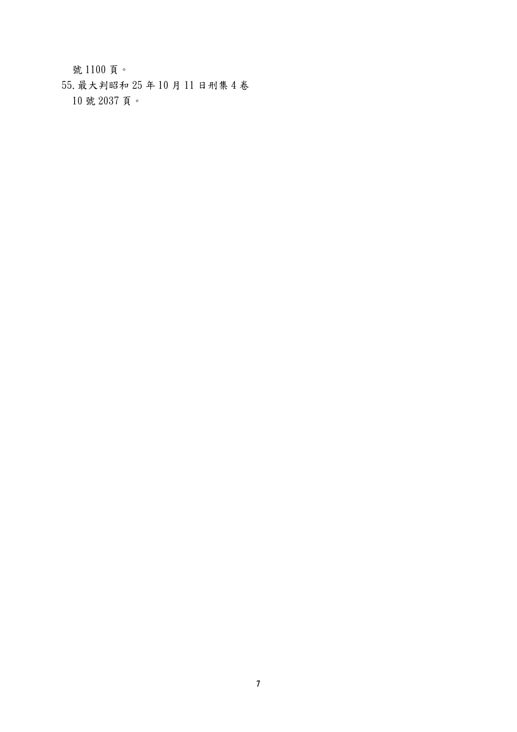號 1100 頁。

55. 最大判昭和 25 年 10 月 11 日刑集 4 卷 10 號 2037 頁。